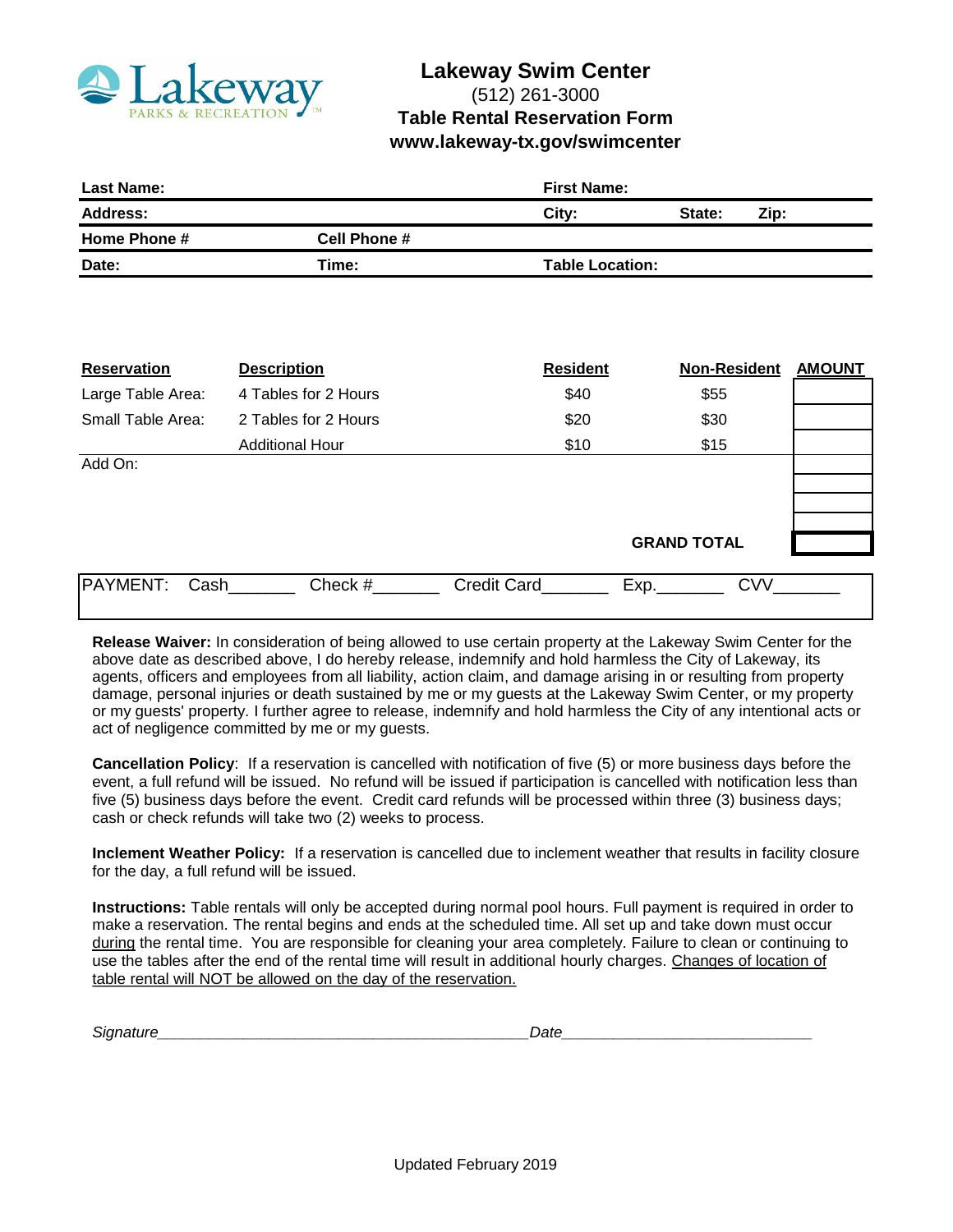# Lakeway Swim Center

(512) 261-3000

## Table Rental Reservation Form

**www.lakeway-tx.gov/swimcenter**

| | | | | |
|---|---|---|---|---|
| **Last Name:** | | **First Name:** | | |
| **Address:** | | **City:** | **State:** | **Zip:** |
| **Home Phone #** | **Cell Phone #** | | | |
| **Date:** | **Time:** | **Table Location:** | | |

| Reservation | Description | Resident | Non-Resident | AMOUNT |
|---|---|---|---|---|
| Large Table Area: | 4 Tables for 2 Hours | $40 | $55 | |
| Small Table Area: | 2 Tables for 2 Hours | $20 | $30 | |
| | Additional Hour | $10 | $15 | |
| Add On: | | | | |
| | | | | |
| | | | | |
| | | | **GRAND TOTAL** | |

PAYMENT: Cash_______ Check #_______ Credit Card_______ Exp._______ CVV_______

**Release Waiver:** In consideration of being allowed to use certain property at the Lakeway Swim Center for the above date as described above, I do hereby release, indemnify and hold harmless the City of Lakeway, its agents, officers and employees from all liability, action claim, and damage arising in or resulting from property damage, personal injuries or death sustained by me or my guests at the Lakeway Swim Center, or my property or my guests' property. I further agree to release, indemnify and hold harmless the City of any intentional acts or act of negligence committed by me or my guests.

**Cancellation Policy**: If a reservation is cancelled with notification of five (5) or more business days before the event, a full refund will be issued. No refund will be issued if participation is cancelled with notification less than five (5) business days before the event. Credit card refunds will be processed within three (3) business days; cash or check refunds will take two (2) weeks to process.

**Inclement Weather Policy:** If a reservation is cancelled due to inclement weather that results in facility closure for the day, a full refund will be issued.

**Instructions:** Table rentals will only be accepted during normal pool hours. Full payment is required in order to make a reservation. The rental begins and ends at the scheduled time. All set up and take down must occur during the rental time. You are responsible for cleaning your area completely. Failure to clean or continuing to use the tables after the end of the rental time will result in additional hourly charges. Changes of location of table rental will NOT be allowed on the day of the reservation.

*Signature*____________________________________________*Date*_____________________________

Updated February 2019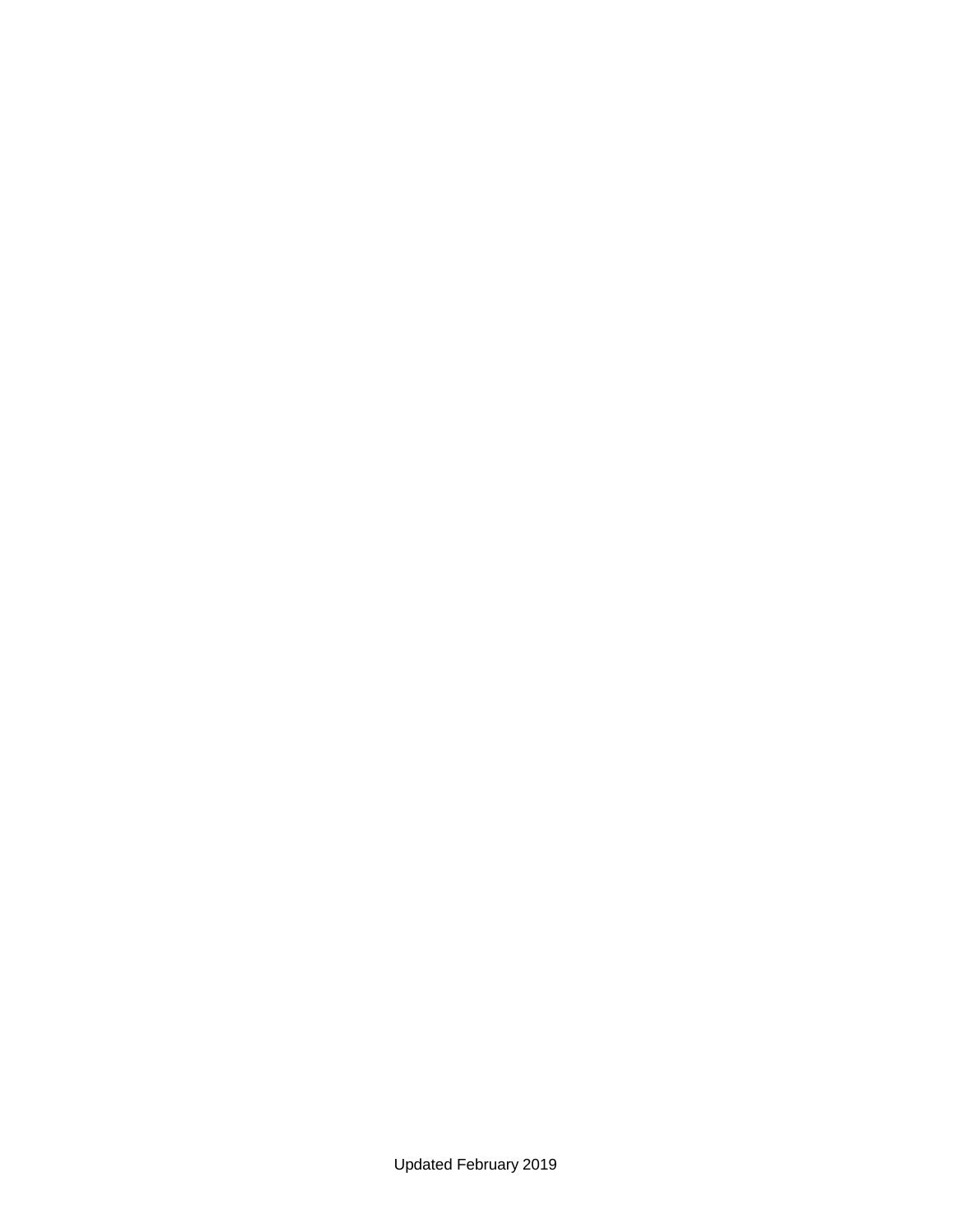Updated February 2019